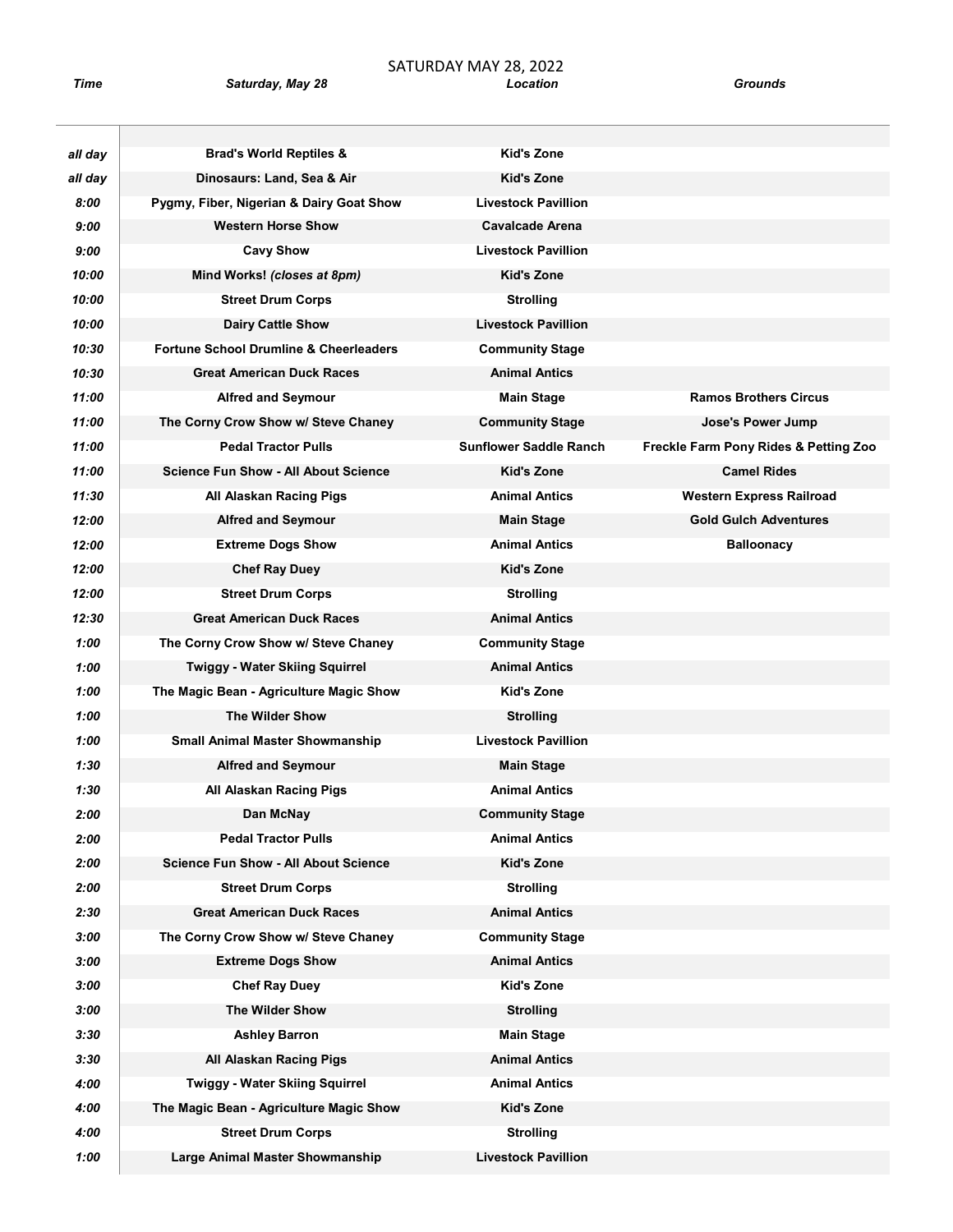# SATURDAY MAY 28, 2022

| *Time* | *Saturday, May 28* | *Location* | *Grounds* |
|---|---|---|---|
| *all day* | **Brad's World Reptiles &** | **Kid's Zone** | |
| *all day* | **Dinosaurs: Land, Sea & Air** | **Kid's Zone** | |
| *8:00* | **Pygmy, Fiber, Nigerian & Dairy Goat Show** | **Livestock Pavillion** | |
| *9:00* | **Western Horse Show** | **Cavalcade Arena** | |
| *9:00* | **Cavy Show** | **Livestock Pavillion** | |
| *10:00* | **Mind Works!** ***(closes at 8pm)*** | **Kid's Zone** | |
| *10:00* | **Street Drum Corps** | **Strolling** | |
| *10:00* | **Dairy Cattle Show** | **Livestock Pavillion** | |
| *10:30* | **Fortune School Drumline & Cheerleaders** | **Community Stage** | |
| *10:30* | **Great American Duck Races** | **Animal Antics** | |
| *11:00* | **Alfred and Seymour** | **Main Stage** | **Ramos Brothers Circus** |
| *11:00* | **The Corny Crow Show w/ Steve Chaney** | **Community Stage** | **Jose's Power Jump** |
| *11:00* | **Pedal Tractor Pulls** | **Sunflower Saddle Ranch** | **Freckle Farm Pony Rides & Petting Zoo** |
| *11:00* | **Science Fun Show - All About Science** | **Kid's Zone** | **Camel Rides** |
| *11:30* | **All Alaskan Racing Pigs** | **Animal Antics** | **Western Express Railroad** |
| *12:00* | **Alfred and Seymour** | **Main Stage** | **Gold Gulch Adventures** |
| *12:00* | **Extreme Dogs Show** | **Animal Antics** | **Balloonacy** |
| *12:00* | **Chef Ray Duey** | **Kid's Zone** | |
| *12:00* | **Street Drum Corps** | **Strolling** | |
| *12:30* | **Great American Duck Races** | **Animal Antics** | |
| *1:00* | **The Corny Crow Show w/ Steve Chaney** | **Community Stage** | |
| *1:00* | **Twiggy - Water Skiing Squirrel** | **Animal Antics** | |
| *1:00* | **The Magic Bean - Agriculture Magic Show** | **Kid's Zone** | |
| *1:00* | **The Wilder Show** | **Strolling** | |
| *1:00* | **Small Animal Master Showmanship** | **Livestock Pavillion** | |
| *1:30* | **Alfred and Seymour** | **Main Stage** | |
| *1:30* | **All Alaskan Racing Pigs** | **Animal Antics** | |
| *2:00* | **Dan McNay** | **Community Stage** | |
| *2:00* | **Pedal Tractor Pulls** | **Animal Antics** | |
| *2:00* | **Science Fun Show - All About Science** | **Kid's Zone** | |
| *2:00* | **Street Drum Corps** | **Strolling** | |
| *2:30* | **Great American Duck Races** | **Animal Antics** | |
| *3:00* | **The Corny Crow Show w/ Steve Chaney** | **Community Stage** | |
| *3:00* | **Extreme Dogs Show** | **Animal Antics** | |
| *3:00* | **Chef Ray Duey** | **Kid's Zone** | |
| *3:00* | **The Wilder Show** | **Strolling** | |
| *3:30* | **Ashley Barron** | **Main Stage** | |
| *3:30* | **All Alaskan Racing Pigs** | **Animal Antics** | |
| *4:00* | **Twiggy - Water Skiing Squirrel** | **Animal Antics** | |
| *4:00* | **The Magic Bean - Agriculture Magic Show** | **Kid's Zone** | |
| *4:00* | **Street Drum Corps** | **Strolling** | |
| *1:00* | **Large Animal Master Showmanship** | **Livestock Pavillion** | |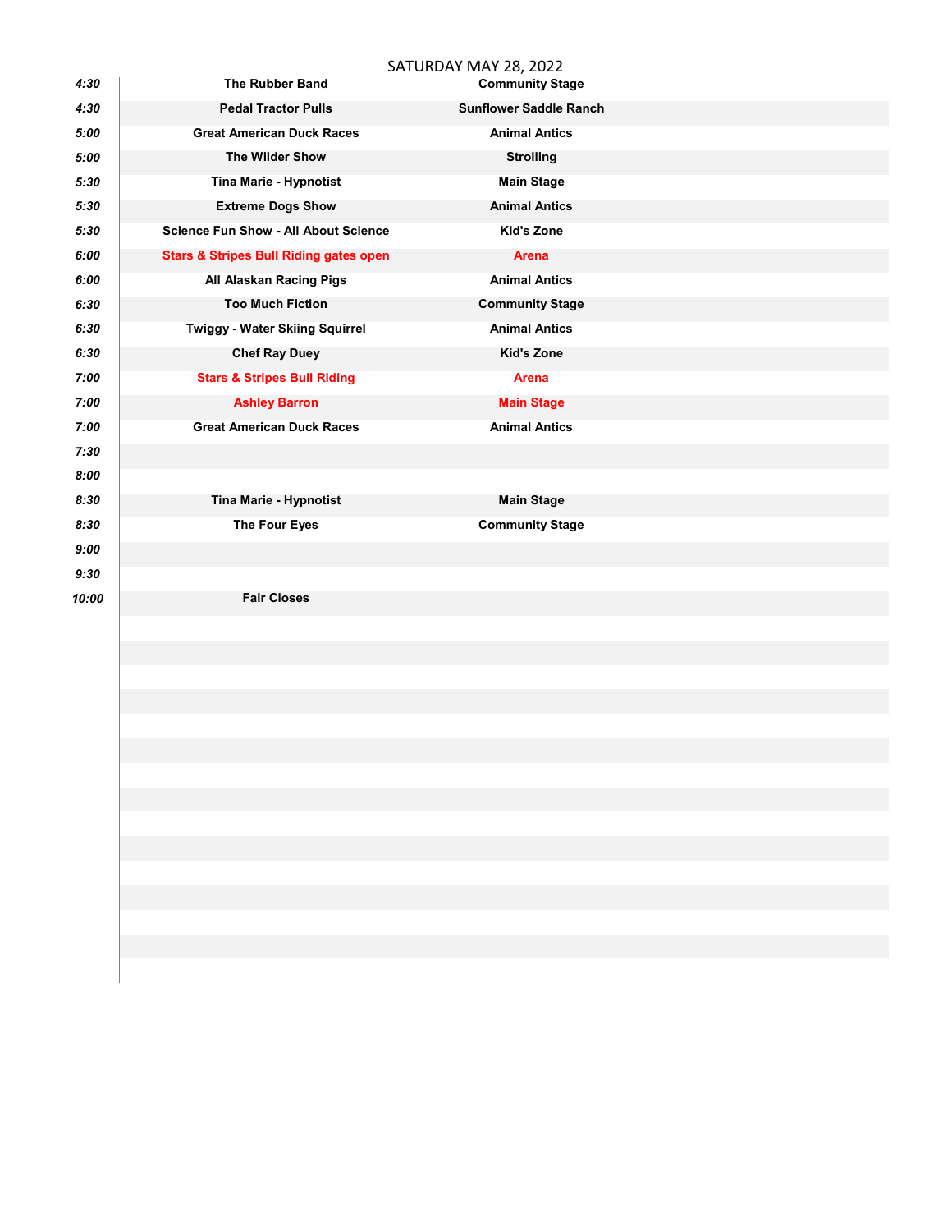SATURDAY MAY 28, 2022

| | | |
|---|---|---|
| *4:30* | **The Rubber Band** | **Community Stage** |
| *4:30* | **Pedal Tractor Pulls** | **Sunflower Saddle Ranch** |
| *5:00* | **Great American Duck Races** | **Animal Antics** |
| *5:00* | **The Wilder Show** | **Strolling** |
| *5:30* | **Tina Marie - Hypnotist** | **Main Stage** |
| *5:30* | **Extreme Dogs Show** | **Animal Antics** |
| *5:30* | **Science Fun Show - All About Science** | **Kid's Zone** |
| *6:00* | **Stars & Stripes Bull Riding gates open** | **Arena** |
| *6:00* | **All Alaskan Racing Pigs** | **Animal Antics** |
| *6:30* | **Too Much Fiction** | **Community Stage** |
| *6:30* | **Twiggy - Water Skiing Squirrel** | **Animal Antics** |
| *6:30* | **Chef Ray Duey** | **Kid's Zone** |
| *7:00* | **Stars & Stripes Bull Riding** | **Arena** |
| *7:00* | **Ashley Barron** | **Main Stage** |
| *7:00* | **Great American Duck Races** | **Animal Antics** |
| *7:30* | | |
| *8:00* | | |
| *8:30* | **Tina Marie - Hypnotist** | **Main Stage** |
| *8:30* | **The Four Eyes** | **Community Stage** |
| *9:00* | | |
| *9:30* | | |
| *10:00* | **Fair Closes** | |